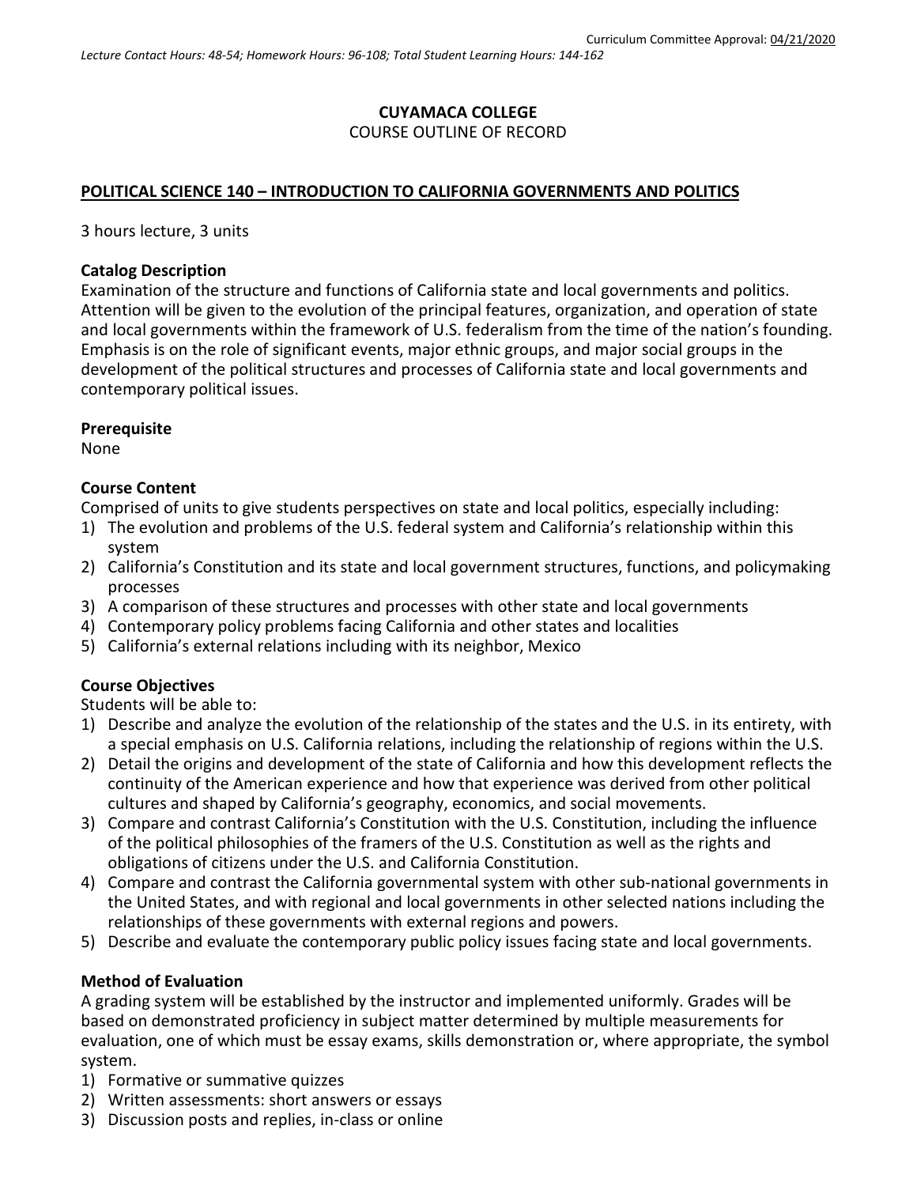Curriculum Committee Approval: 04/21/2020

*Lecture Contact Hours: 48-54; Homework Hours: 96-108; Total Student Learning Hours: 144-162*

**CUYAMACA COLLEGE**
COURSE OUTLINE OF RECORD

**POLITICAL SCIENCE 140 – INTRODUCTION TO CALIFORNIA GOVERNMENTS AND POLITICS**

3 hours lecture, 3 units

**Catalog Description**
Examination of the structure and functions of California state and local governments and politics. Attention will be given to the evolution of the principal features, organization, and operation of state and local governments within the framework of U.S. federalism from the time of the nation's founding. Emphasis is on the role of significant events, major ethnic groups, and major social groups in the development of the political structures and processes of California state and local governments and contemporary political issues.

**Prerequisite**
None

**Course Content**
Comprised of units to give students perspectives on state and local politics, especially including:

1) The evolution and problems of the U.S. federal system and California's relationship within this system
2) California's Constitution and its state and local government structures, functions, and policymaking processes
3) A comparison of these structures and processes with other state and local governments
4) Contemporary policy problems facing California and other states and localities
5) California's external relations including with its neighbor, Mexico

**Course Objectives**
Students will be able to:

1) Describe and analyze the evolution of the relationship of the states and the U.S. in its entirety, with a special emphasis on U.S. California relations, including the relationship of regions within the U.S.
2) Detail the origins and development of the state of California and how this development reflects the continuity of the American experience and how that experience was derived from other political cultures and shaped by California's geography, economics, and social movements.
3) Compare and contrast California's Constitution with the U.S. Constitution, including the influence of the political philosophies of the framers of the U.S. Constitution as well as the rights and obligations of citizens under the U.S. and California Constitution.
4) Compare and contrast the California governmental system with other sub-national governments in the United States, and with regional and local governments in other selected nations including the relationships of these governments with external regions and powers.
5) Describe and evaluate the contemporary public policy issues facing state and local governments.

**Method of Evaluation**
A grading system will be established by the instructor and implemented uniformly. Grades will be based on demonstrated proficiency in subject matter determined by multiple measurements for evaluation, one of which must be essay exams, skills demonstration or, where appropriate, the symbol system.

1) Formative or summative quizzes
2) Written assessments: short answers or essays
3) Discussion posts and replies, in-class or online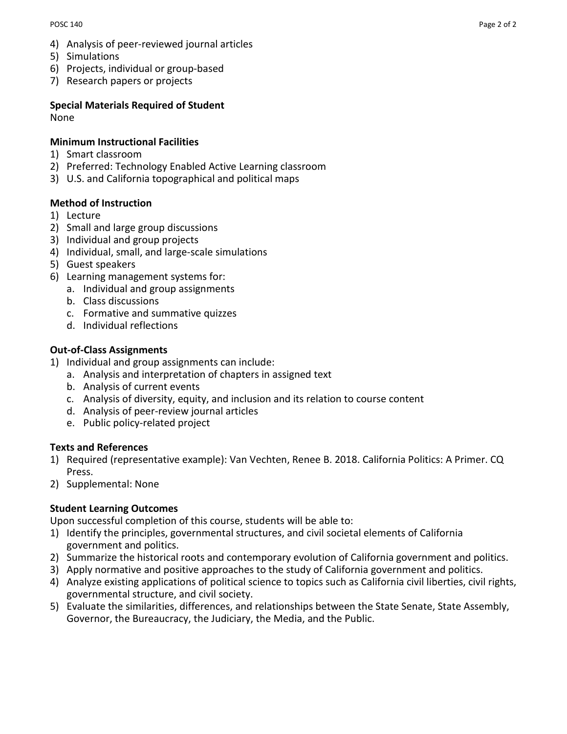4) Analysis of peer-reviewed journal articles
5) Simulations
6) Projects, individual or group-based
7) Research papers or projects

**Special Materials Required of Student**
None

**Minimum Instructional Facilities**
1) Smart classroom
2) Preferred: Technology Enabled Active Learning classroom
3) U.S. and California topographical and political maps

**Method of Instruction**
1) Lecture
2) Small and large group discussions
3) Individual and group projects
4) Individual, small, and large-scale simulations
5) Guest speakers
6) Learning management systems for:
   a. Individual and group assignments
   b. Class discussions
   c. Formative and summative quizzes
   d. Individual reflections

**Out-of-Class Assignments**
1) Individual and group assignments can include:
   a. Analysis and interpretation of chapters in assigned text
   b. Analysis of current events
   c. Analysis of diversity, equity, and inclusion and its relation to course content
   d. Analysis of peer-review journal articles
   e. Public policy-related project

**Texts and References**
1) Required (representative example): Van Vechten, Renee B. 2018. California Politics: A Primer. CQ Press.
2) Supplemental: None

**Student Learning Outcomes**
Upon successful completion of this course, students will be able to:
1) Identify the principles, governmental structures, and civil societal elements of California government and politics.
2) Summarize the historical roots and contemporary evolution of California government and politics.
3) Apply normative and positive approaches to the study of California government and politics.
4) Analyze existing applications of political science to topics such as California civil liberties, civil rights, governmental structure, and civil society.
5) Evaluate the similarities, differences, and relationships between the State Senate, State Assembly, Governor, the Bureaucracy, the Judiciary, the Media, and the Public.